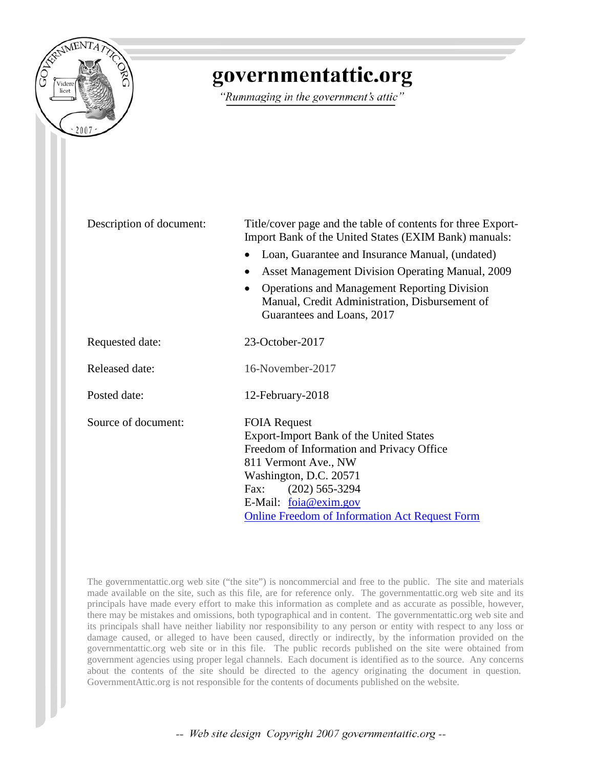# governmentattic.org

*"Rummaging in the government's attic"*

| | |
|---|---|
| Description of document: | Title/cover page and the table of contents for three Export-Import Bank of the United States (EXIM Bank) manuals:<br>• Loan, Guarantee and Insurance Manual, (undated)<br>• Asset Management Division Operating Manual, 2009<br>• Operations and Management Reporting Division Manual, Credit Administration, Disbursement of Guarantees and Loans, 2017 |
| Requested date: | 23-October-2017 |
| Released date: | 16-November-2017 |
| Posted date: | 12-February-2018 |
| Source of document: | FOIA Request<br>Export-Import Bank of the United States<br>Freedom of Information and Privacy Office<br>811 Vermont Ave., NW<br>Washington, D.C. 20571<br>Fax: (202) 565-3294<br>E-Mail: foia@exim.gov<br>Online Freedom of Information Act Request Form |

The governmentattic.org web site ("the site") is noncommercial and free to the public. The site and materials made available on the site, such as this file, are for reference only. The governmentattic.org web site and its principals have made every effort to make this information as complete and as accurate as possible, however, there may be mistakes and omissions, both typographical and in content. The governmentattic.org web site and its principals shall have neither liability nor responsibility to any person or entity with respect to any loss or damage caused, or alleged to have been caused, directly or indirectly, by the information provided on the governmentattic.org web site or in this file. The public records published on the site were obtained from government agencies using proper legal channels. Each document is identified as to the source. Any concerns about the contents of the site should be directed to the agency originating the document in question. GovernmentAttic.org is not responsible for the contents of documents published on the website.

*-- Web site design Copyright 2007 governmentattic.org --*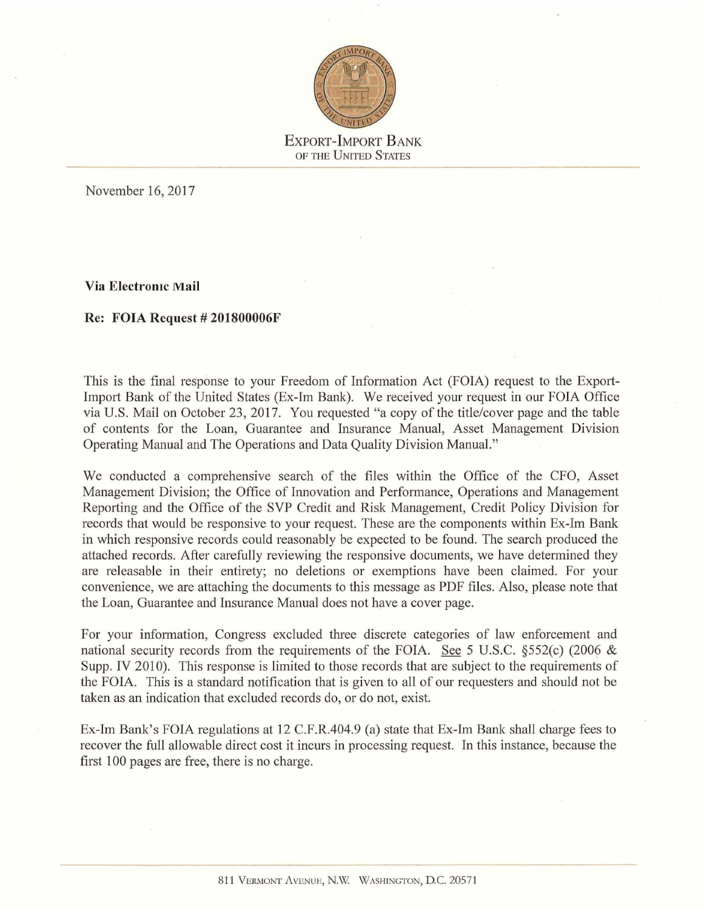EXPORT-IMPORT BANK
OF THE UNITED STATES

November 16, 2017

**Via Electronic Mail**

**Re: FOIA Request # 201800006F**

This is the final response to your Freedom of Information Act (FOIA) request to the Export-Import Bank of the United States (Ex-Im Bank). We received your request in our FOIA Office via U.S. Mail on October 23, 2017. You requested "a copy of the title/cover page and the table of contents for the Loan, Guarantee and Insurance Manual, Asset Management Division Operating Manual and The Operations and Data Quality Division Manual."

We conducted a comprehensive search of the files within the Office of the CFO, Asset Management Division; the Office of Innovation and Performance, Operations and Management Reporting and the Office of the SVP Credit and Risk Management, Credit Policy Division for records that would be responsive to your request. These are the components within Ex-Im Bank in which responsive records could reasonably be expected to be found. The search produced the attached records. After carefully reviewing the responsive documents, we have determined they are releasable in their entirety; no deletions or exemptions have been claimed. For your convenience, we are attaching the documents to this message as PDF files. Also, please note that the Loan, Guarantee and Insurance Manual does not have a cover page.

For your information, Congress excluded three discrete categories of law enforcement and national security records from the requirements of the FOIA. See 5 U.S.C. §552(c) (2006 & Supp. IV 2010). This response is limited to those records that are subject to the requirements of the FOIA. This is a standard notification that is given to all of our requesters and should not be taken as an indication that excluded records do, or do not, exist.

Ex-Im Bank's FOIA regulations at 12 C.F.R.404.9 (a) state that Ex-Im Bank shall charge fees to recover the full allowable direct cost it incurs in processing request. In this instance, because the first 100 pages are free, there is no charge.

811 VERMONT AVENUE, N.W. WASHINGTON, D.C. 20571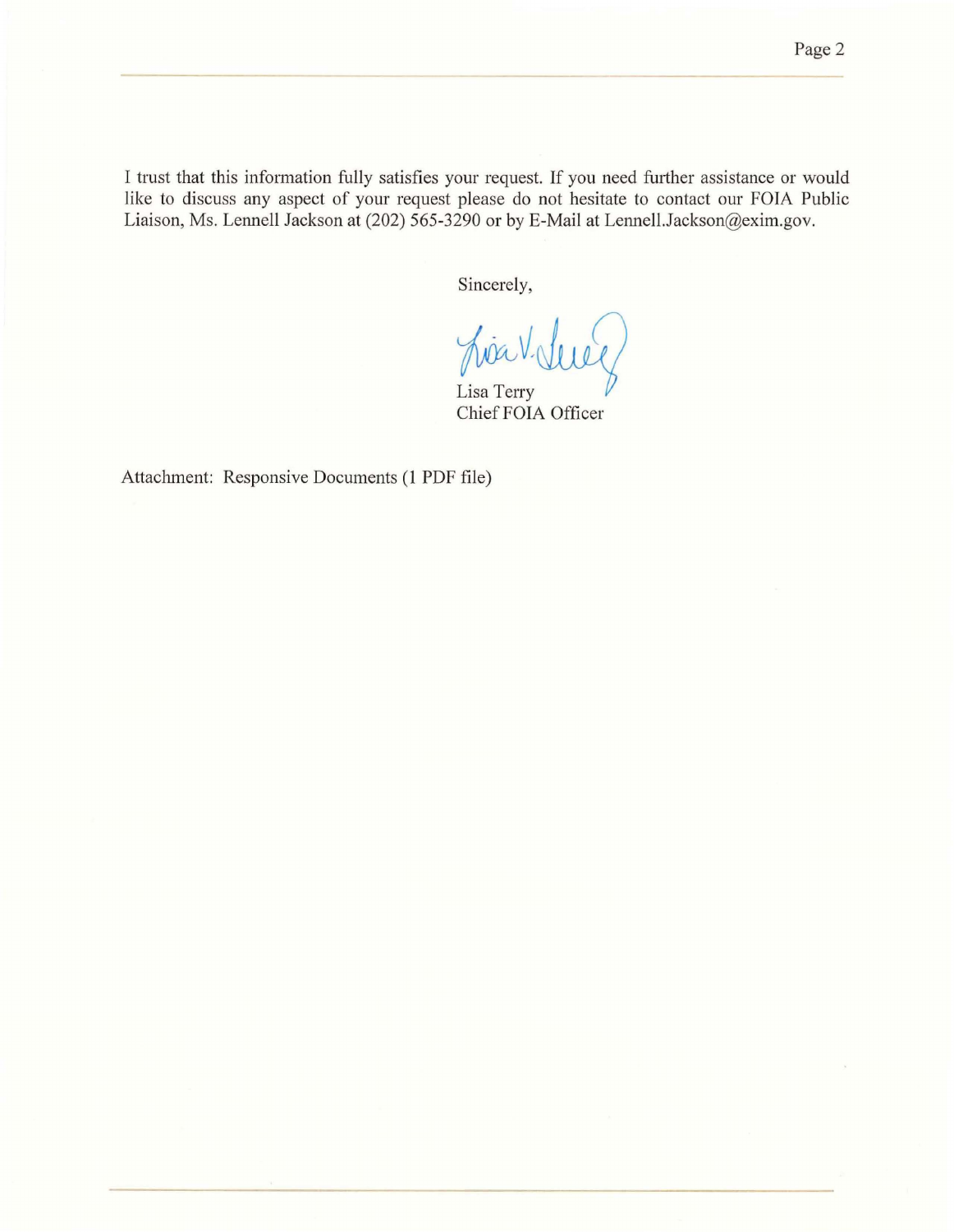I trust that this information fully satisfies your request. If you need further assistance or would like to discuss any aspect of your request please do not hesitate to contact our FOIA Public Liaison, Ms. Lennell Jackson at (202) 565-3290 or by E-Mail at Lennell.Jackson@exim.gov.

Sincerely,

Lisa Terry
Chief FOIA Officer

Attachment: Responsive Documents (1 PDF file)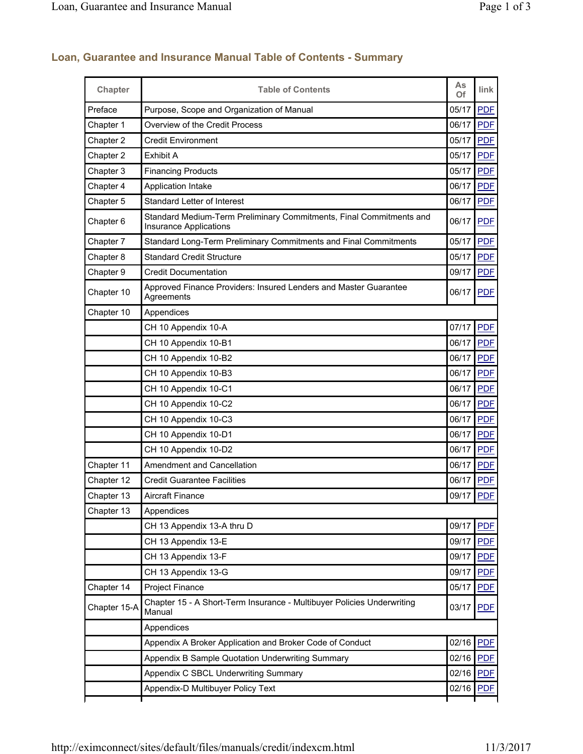## Loan, Guarantee and Insurance Manual Table of Contents - Summary

| Chapter | Table of Contents | As Of | link |
|---|---|---|---|
| Preface | Purpose, Scope and Organization of Manual | 05/17 | PDF |
| Chapter 1 | Overview of the Credit Process | 06/17 | PDF |
| Chapter 2 | Credit Environment | 05/17 | PDF |
| Chapter 2 | Exhibit A | 05/17 | PDF |
| Chapter 3 | Financing Products | 05/17 | PDF |
| Chapter 4 | Application Intake | 06/17 | PDF |
| Chapter 5 | Standard Letter of Interest | 06/17 | PDF |
| Chapter 6 | Standard Medium-Term Preliminary Commitments, Final Commitments and Insurance Applications | 06/17 | PDF |
| Chapter 7 | Standard Long-Term Preliminary Commitments and Final Commitments | 05/17 | PDF |
| Chapter 8 | Standard Credit Structure | 05/17 | PDF |
| Chapter 9 | Credit Documentation | 09/17 | PDF |
| Chapter 10 | Approved Finance Providers: Insured Lenders and Master Guarantee Agreements | 06/17 | PDF |
| Chapter 10 | Appendices | | |
| | CH 10 Appendix 10-A | 07/17 | PDF |
| | CH 10 Appendix 10-B1 | 06/17 | PDF |
| | CH 10 Appendix 10-B2 | 06/17 | PDF |
| | CH 10 Appendix 10-B3 | 06/17 | PDF |
| | CH 10 Appendix 10-C1 | 06/17 | PDF |
| | CH 10 Appendix 10-C2 | 06/17 | PDF |
| | CH 10 Appendix 10-C3 | 06/17 | PDF |
| | CH 10 Appendix 10-D1 | 06/17 | PDF |
| | CH 10 Appendix 10-D2 | 06/17 | PDF |
| Chapter 11 | Amendment and Cancellation | 06/17 | PDF |
| Chapter 12 | Credit Guarantee Facilities | 06/17 | PDF |
| Chapter 13 | Aircraft Finance | 09/17 | PDF |
| Chapter 13 | Appendices | | |
| | CH 13 Appendix 13-A thru D | 09/17 | PDF |
| | CH 13 Appendix 13-E | 09/17 | PDF |
| | CH 13 Appendix 13-F | 09/17 | PDF |
| | CH 13 Appendix 13-G | 09/17 | PDF |
| Chapter 14 | Project Finance | 05/17 | PDF |
| Chapter 15-A | Chapter 15 - A Short-Term Insurance - Multibuyer Policies Underwriting Manual | 03/17 | PDF |
| | Appendices | | |
| | Appendix A Broker Application and Broker Code of Conduct | 02/16 | PDF |
| | Appendix B Sample Quotation Underwriting Summary | 02/16 | PDF |
| | Appendix C SBCL Underwriting Summary | 02/16 | PDF |
| | Appendix-D Multibuyer Policy Text | 02/16 | PDF |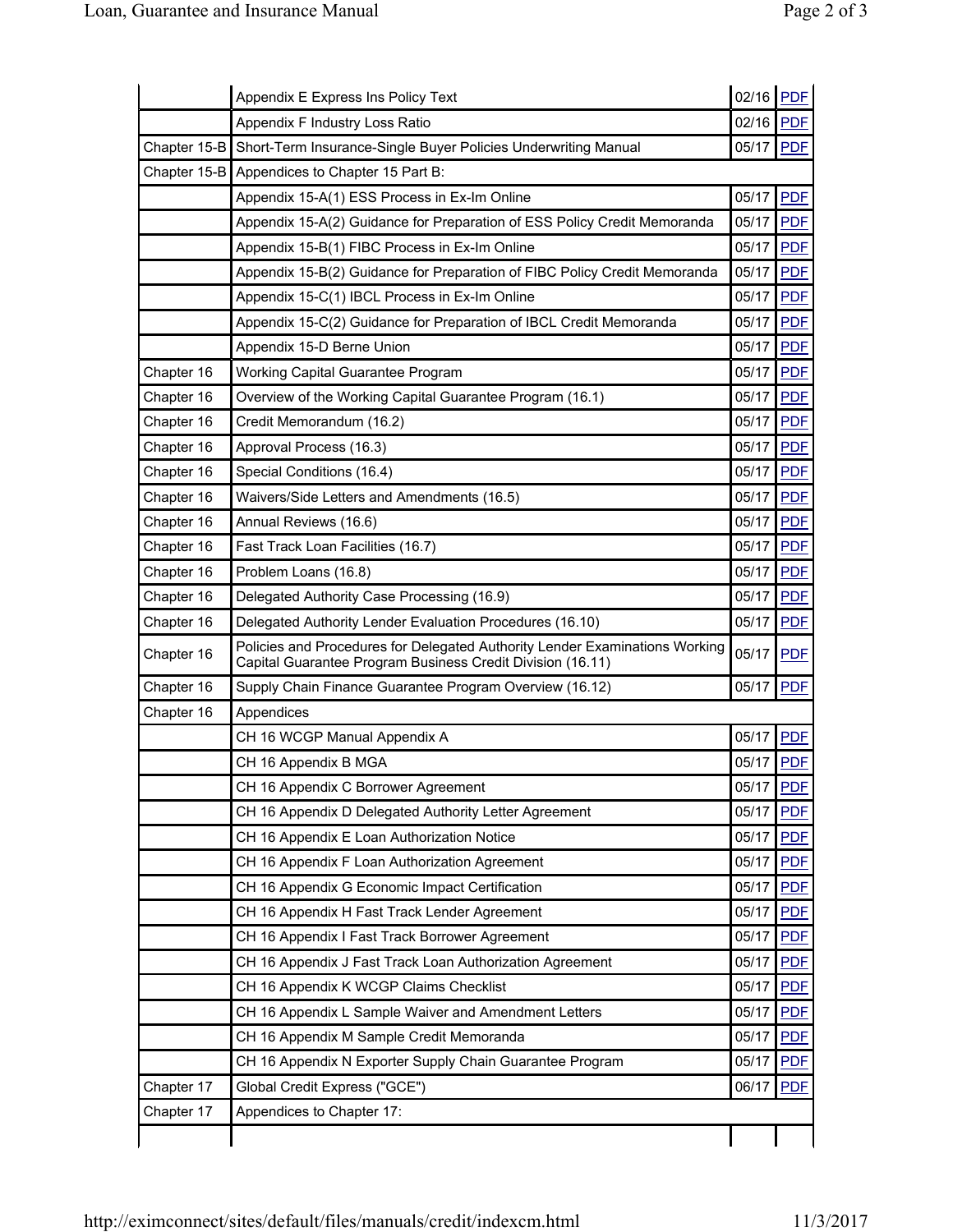| | | | |
|---|---|---|---|
| | Appendix E Express Ins Policy Text | 02/16 | PDF |
| | Appendix F Industry Loss Ratio | 02/16 | PDF |
| Chapter 15-B | Short-Term Insurance-Single Buyer Policies Underwriting Manual | 05/17 | PDF |
| Chapter 15-B | Appendices to Chapter 15 Part B: | | |
| | Appendix 15-A(1) ESS Process in Ex-Im Online | 05/17 | PDF |
| | Appendix 15-A(2) Guidance for Preparation of ESS Policy Credit Memoranda | 05/17 | PDF |
| | Appendix 15-B(1) FIBC Process in Ex-Im Online | 05/17 | PDF |
| | Appendix 15-B(2) Guidance for Preparation of FIBC Policy Credit Memoranda | 05/17 | PDF |
| | Appendix 15-C(1) IBCL Process in Ex-Im Online | 05/17 | PDF |
| | Appendix 15-C(2) Guidance for Preparation of IBCL Credit Memoranda | 05/17 | PDF |
| | Appendix 15-D Berne Union | 05/17 | PDF |
| Chapter 16 | Working Capital Guarantee Program | 05/17 | PDF |
| Chapter 16 | Overview of the Working Capital Guarantee Program (16.1) | 05/17 | PDF |
| Chapter 16 | Credit Memorandum (16.2) | 05/17 | PDF |
| Chapter 16 | Approval Process (16.3) | 05/17 | PDF |
| Chapter 16 | Special Conditions (16.4) | 05/17 | PDF |
| Chapter 16 | Waivers/Side Letters and Amendments (16.5) | 05/17 | PDF |
| Chapter 16 | Annual Reviews (16.6) | 05/17 | PDF |
| Chapter 16 | Fast Track Loan Facilities (16.7) | 05/17 | PDF |
| Chapter 16 | Problem Loans (16.8) | 05/17 | PDF |
| Chapter 16 | Delegated Authority Case Processing (16.9) | 05/17 | PDF |
| Chapter 16 | Delegated Authority Lender Evaluation Procedures (16.10) | 05/17 | PDF |
| Chapter 16 | Policies and Procedures for Delegated Authority Lender Examinations Working Capital Guarantee Program Business Credit Division (16.11) | 05/17 | PDF |
| Chapter 16 | Supply Chain Finance Guarantee Program Overview (16.12) | 05/17 | PDF |
| Chapter 16 | Appendices | | |
| | CH 16 WCGP Manual Appendix A | 05/17 | PDF |
| | CH 16 Appendix B MGA | 05/17 | PDF |
| | CH 16 Appendix C Borrower Agreement | 05/17 | PDF |
| | CH 16 Appendix D Delegated Authority Letter Agreement | 05/17 | PDF |
| | CH 16 Appendix E Loan Authorization Notice | 05/17 | PDF |
| | CH 16 Appendix F Loan Authorization Agreement | 05/17 | PDF |
| | CH 16 Appendix G Economic Impact Certification | 05/17 | PDF |
| | CH 16 Appendix H Fast Track Lender Agreement | 05/17 | PDF |
| | CH 16 Appendix I Fast Track Borrower Agreement | 05/17 | PDF |
| | CH 16 Appendix J Fast Track Loan Authorization Agreement | 05/17 | PDF |
| | CH 16 Appendix K WCGP Claims Checklist | 05/17 | PDF |
| | CH 16 Appendix L Sample Waiver and Amendment Letters | 05/17 | PDF |
| | CH 16 Appendix M Sample Credit Memoranda | 05/17 | PDF |
| | CH 16 Appendix N Exporter Supply Chain Guarantee Program | 05/17 | PDF |
| Chapter 17 | Global Credit Express ("GCE") | 06/17 | PDF |
| Chapter 17 | Appendices to Chapter 17: | | |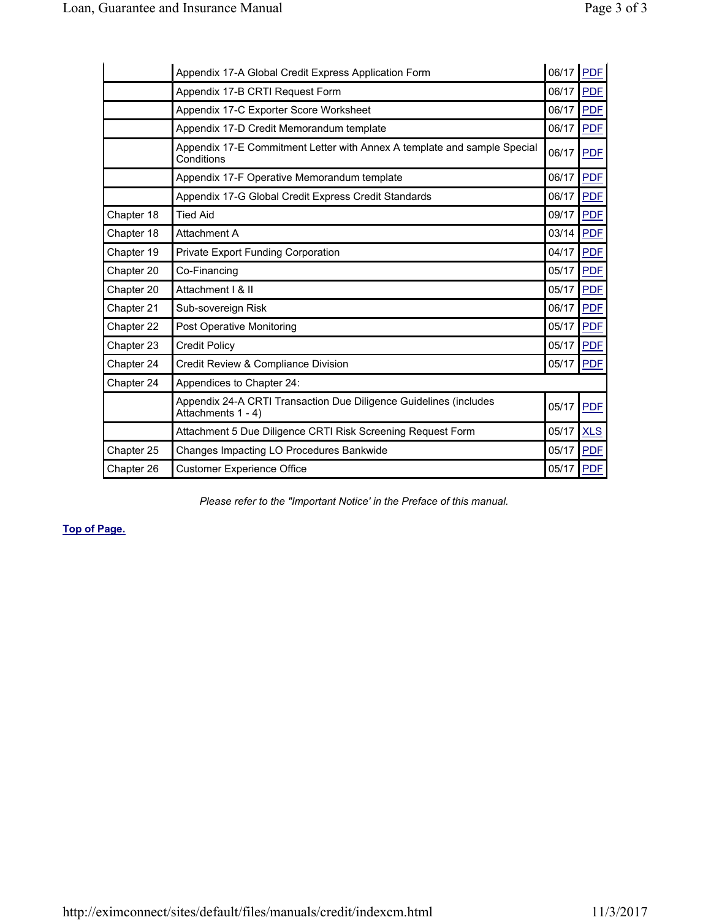| | | | |
|---|---|---|---|
| | Appendix 17-A Global Credit Express Application Form | 06/17 | PDF |
| | Appendix 17-B CRTI Request Form | 06/17 | PDF |
| | Appendix 17-C Exporter Score Worksheet | 06/17 | PDF |
| | Appendix 17-D Credit Memorandum template | 06/17 | PDF |
| | Appendix 17-E Commitment Letter with Annex A template and sample Special Conditions | 06/17 | PDF |
| | Appendix 17-F Operative Memorandum template | 06/17 | PDF |
| | Appendix 17-G Global Credit Express Credit Standards | 06/17 | PDF |
| Chapter 18 | Tied Aid | 09/17 | PDF |
| Chapter 18 | Attachment A | 03/14 | PDF |
| Chapter 19 | Private Export Funding Corporation | 04/17 | PDF |
| Chapter 20 | Co-Financing | 05/17 | PDF |
| Chapter 20 | Attachment I & II | 05/17 | PDF |
| Chapter 21 | Sub-sovereign Risk | 06/17 | PDF |
| Chapter 22 | Post Operative Monitoring | 05/17 | PDF |
| Chapter 23 | Credit Policy | 05/17 | PDF |
| Chapter 24 | Credit Review & Compliance Division | 05/17 | PDF |
| Chapter 24 | Appendices to Chapter 24: | | |
| | Appendix 24-A CRTI Transaction Due Diligence Guidelines (includes Attachments 1 - 4) | 05/17 | PDF |
| | Attachment 5 Due Diligence CRTI Risk Screening Request Form | 05/17 | XLS |
| Chapter 25 | Changes Impacting LO Procedures Bankwide | 05/17 | PDF |
| Chapter 26 | Customer Experience Office | 05/17 | PDF |

*Please refer to the "Important Notice' in the Preface of this manual.*

**Top of Page.**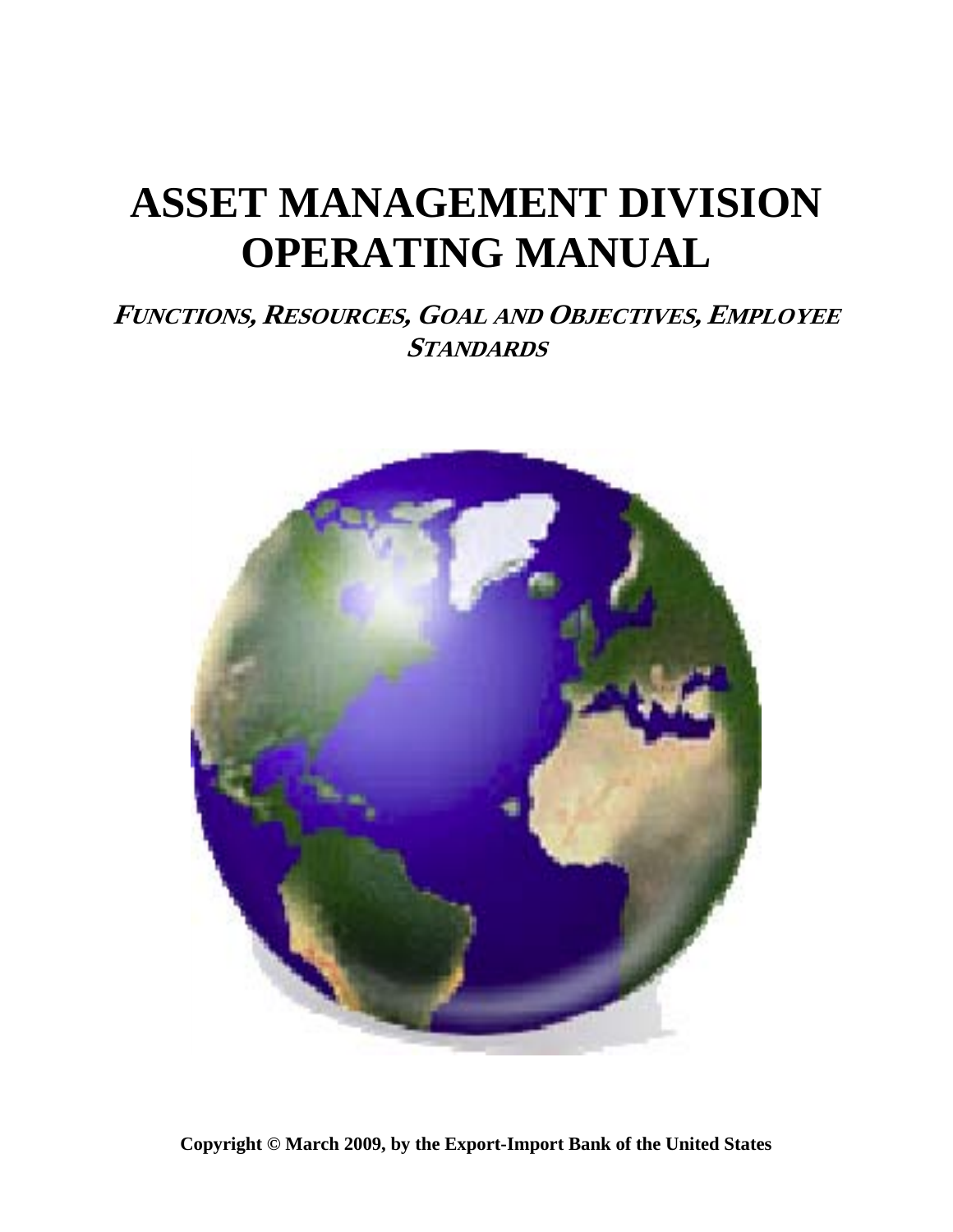# ASSET MANAGEMENT DIVISION OPERATING MANUAL

***FUNCTIONS, RESOURCES, GOAL AND OBJECTIVES, EMPLOYEE STANDARDS***

**Copyright © March 2009, by the Export-Import Bank of the United States**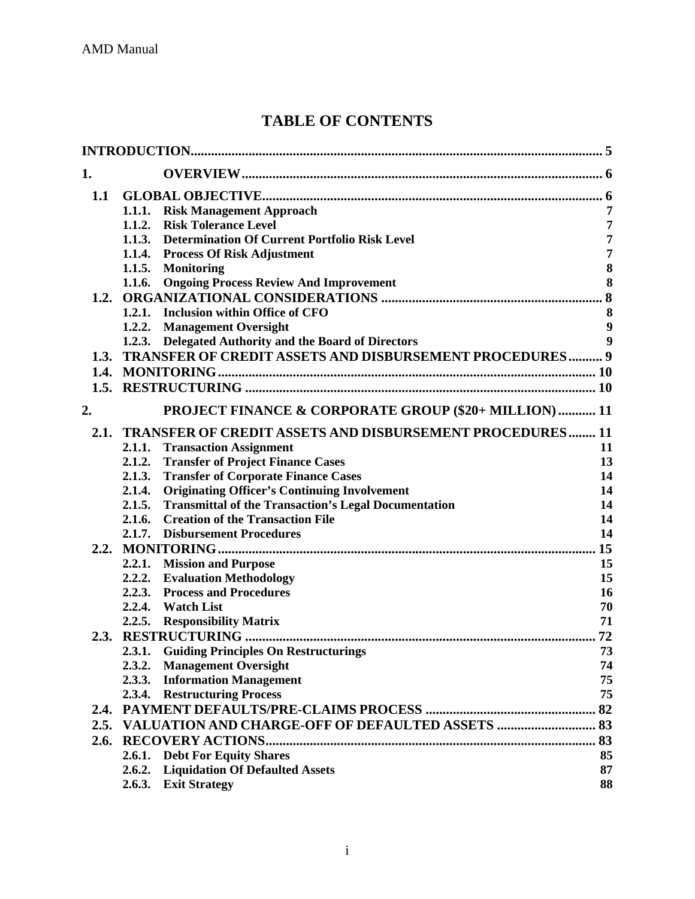# TABLE OF CONTENTS

**INTRODUCTION** ........ 5

**1. OVERVIEW** ........ 6

- **1.1 GLOBAL OBJECTIVE** ........ 6
  - **1.1.1. Risk Management Approach** 7
  - **1.1.2. Risk Tolerance Level** 7
  - **1.1.3. Determination Of Current Portfolio Risk Level** 7
  - **1.1.4. Process Of Risk Adjustment** 7
  - **1.1.5. Monitoring** 8
  - **1.1.6. Ongoing Process Review And Improvement** 8
- **1.2. ORGANIZATIONAL CONSIDERATIONS** ........ 8
  - **1.2.1. Inclusion within Office of CFO** 8
  - **1.2.2. Management Oversight** 9
  - **1.2.3. Delegated Authority and the Board of Directors** 9
- **1.3. TRANSFER OF CREDIT ASSETS AND DISBURSEMENT PROCEDURES** ........ 9
- **1.4. MONITORING** ........ 10
- **1.5. RESTRUCTURING** ........ 10

**2. PROJECT FINANCE & CORPORATE GROUP ($20+ MILLION)** ........ 11

- **2.1. TRANSFER OF CREDIT ASSETS AND DISBURSEMENT PROCEDURES** ........ 11
  - **2.1.1. Transaction Assignment** 11
  - **2.1.2. Transfer of Project Finance Cases** 13
  - **2.1.3. Transfer of Corporate Finance Cases** 14
  - **2.1.4. Originating Officer's Continuing Involvement** 14
  - **2.1.5. Transmittal of the Transaction's Legal Documentation** 14
  - **2.1.6. Creation of the Transaction File** 14
  - **2.1.7. Disbursement Procedures** 14
- **2.2. MONITORING** ........ 15
  - **2.2.1. Mission and Purpose** 15
  - **2.2.2. Evaluation Methodology** 15
  - **2.2.3. Process and Procedures** 16
  - **2.2.4. Watch List** 70
  - **2.2.5. Responsibility Matrix** 71
- **2.3. RESTRUCTURING** ........ 72
  - **2.3.1. Guiding Principles On Restructurings** 73
  - **2.3.2. Management Oversight** 74
  - **2.3.3. Information Management** 75
  - **2.3.4. Restructuring Process** 75
- **2.4. PAYMENT DEFAULTS/PRE-CLAIMS PROCESS** ........ 82
- **2.5. VALUATION AND CHARGE-OFF OF DEFAULTED ASSETS** ........ 83
- **2.6. RECOVERY ACTIONS** ........ 83
  - **2.6.1. Debt For Equity Shares** 85
  - **2.6.2. Liquidation Of Defaulted Assets** 87
  - **2.6.3. Exit Strategy** 88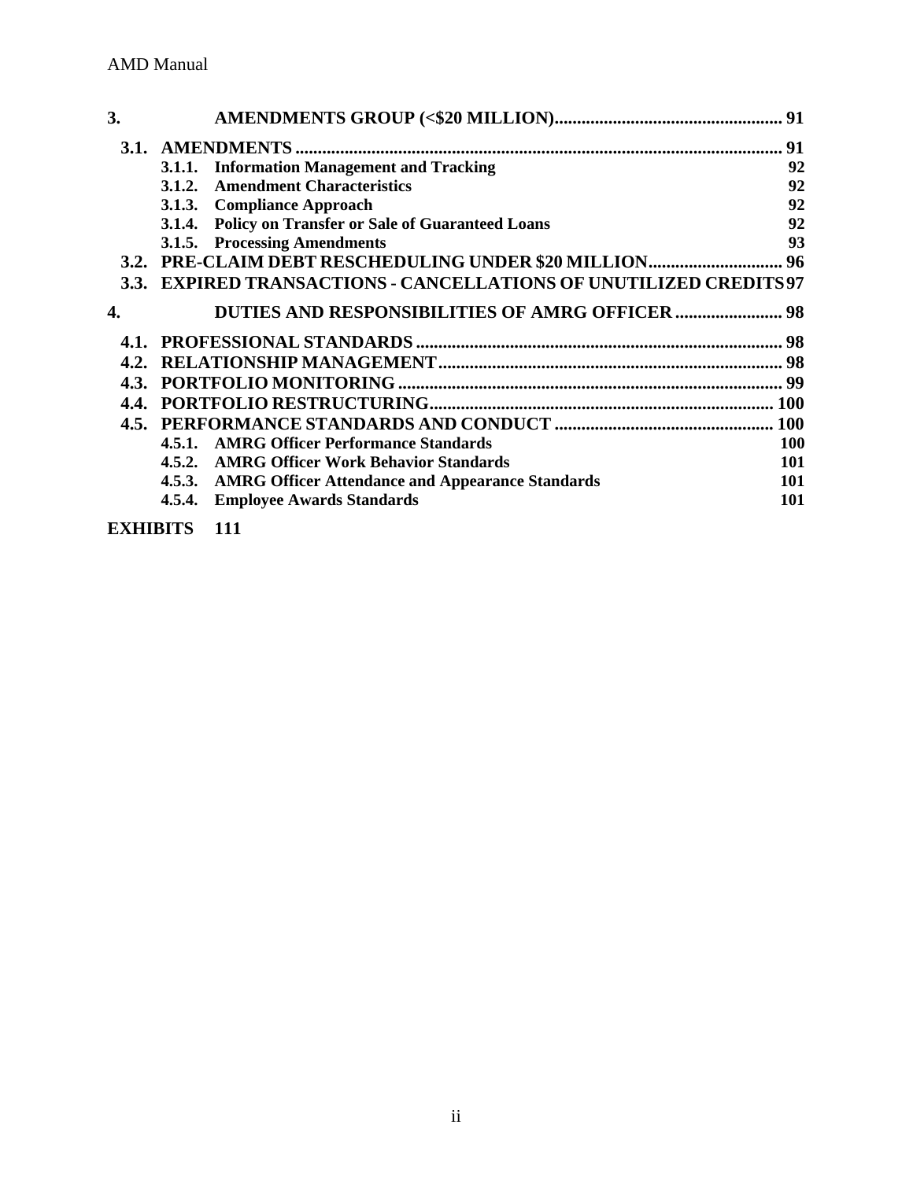**3. AMENDMENTS GROUP (<$20 MILLION).................................................. 91**

**3.1. AMENDMENTS ............................................................................................................ 91**

**3.1.1. Information Management and Tracking 92**

**3.1.2. Amendment Characteristics 92**

**3.1.3. Compliance Approach 92**

**3.1.4. Policy on Transfer or Sale of Guaranteed Loans 92**

**3.1.5. Processing Amendments 93**

**3.2. PRE-CLAIM DEBT RESCHEDULING UNDER $20 MILLION............................. 96**

**3.3. EXPIRED TRANSACTIONS - CANCELLATIONS OF UNUTILIZED CREDITS 97**

**4. DUTIES AND RESPONSIBILITIES OF AMRG OFFICER ........................ 98**

**4.1. PROFESSIONAL STANDARDS ................................................................................ 98**

**4.2. RELATIONSHIP MANAGEMENT........................................................................... 98**

**4.3. PORTFOLIO MONITORING .................................................................................... 99**

**4.4. PORTFOLIO RESTRUCTURING............................................................................ 100**

**4.5. PERFORMANCE STANDARDS AND CONDUCT ................................................ 100**

**4.5.1. AMRG Officer Performance Standards 100**

**4.5.2. AMRG Officer Work Behavior Standards 101**

**4.5.3. AMRG Officer Attendance and Appearance Standards 101**

**4.5.4. Employee Awards Standards 101**

**EXHIBITS 111**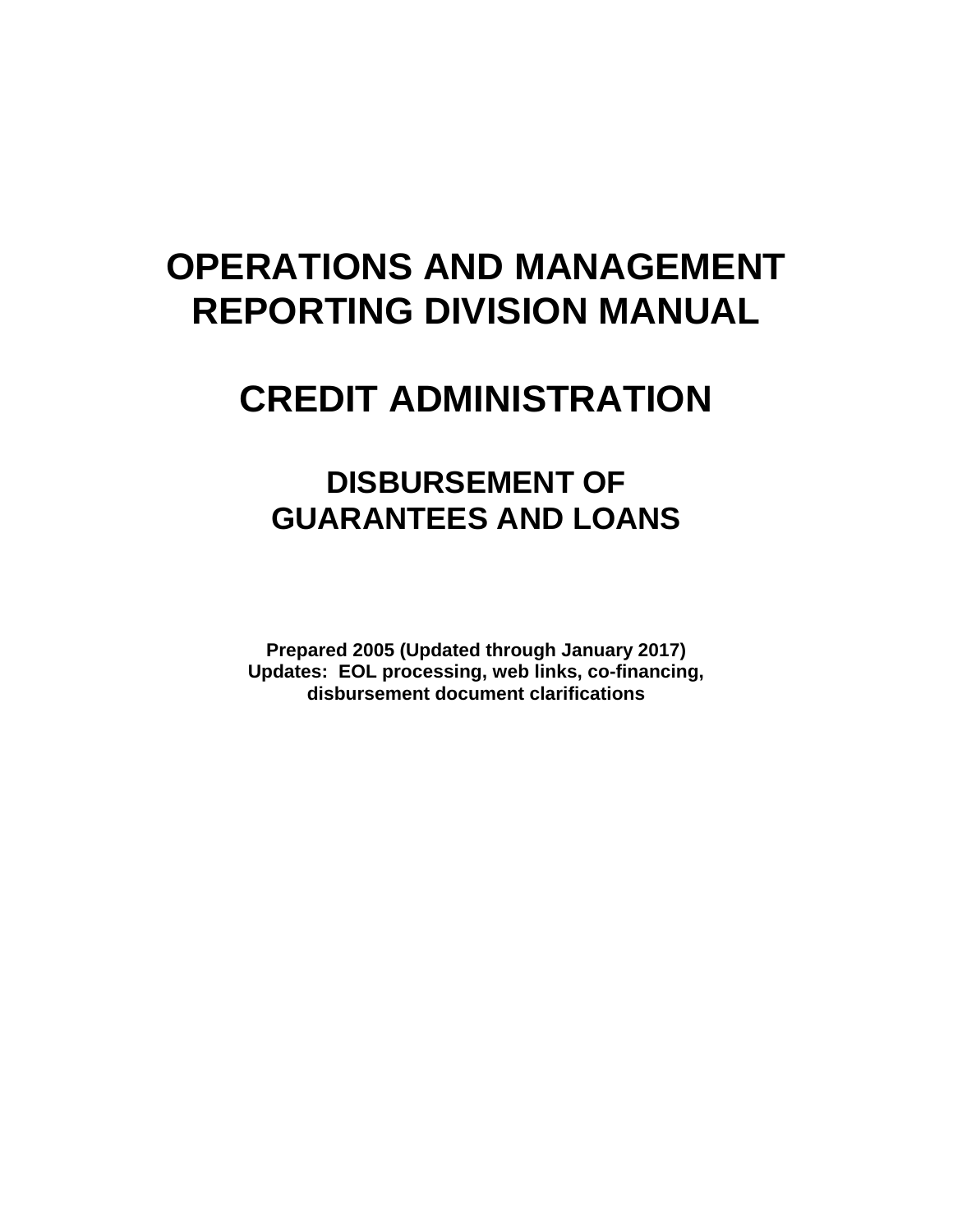# OPERATIONS AND MANAGEMENT REPORTING DIVISION MANUAL

# CREDIT ADMINISTRATION

## DISBURSEMENT OF GUARANTEES AND LOANS

**Prepared 2005 (Updated through January 2017)**
**Updates: EOL processing, web links, co-financing, disbursement document clarifications**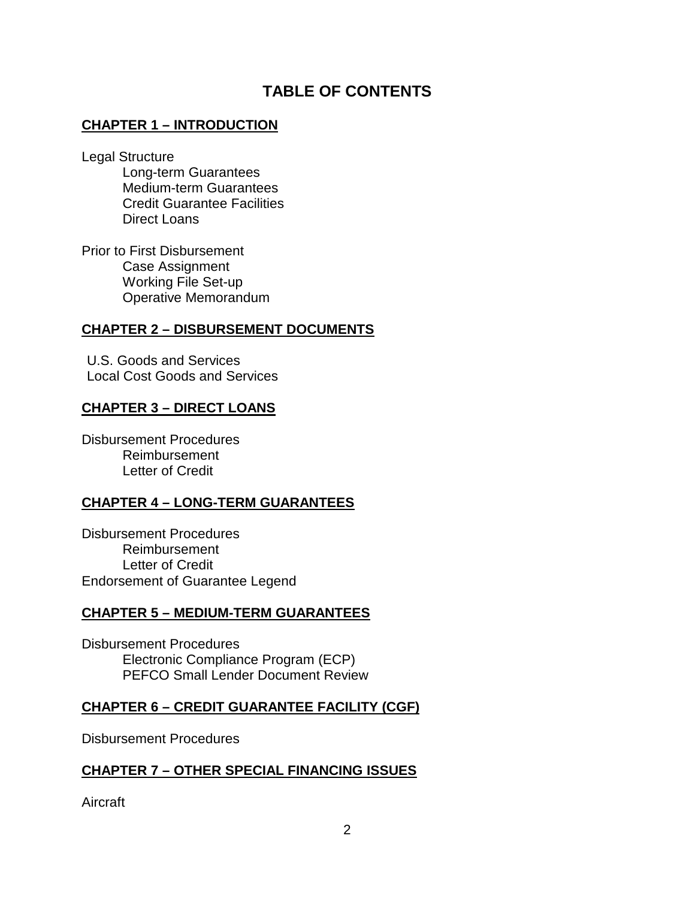# TABLE OF CONTENTS

## CHAPTER 1 – INTRODUCTION

Legal Structure
- Long-term Guarantees
- Medium-term Guarantees
- Credit Guarantee Facilities
- Direct Loans

Prior to First Disbursement
- Case Assignment
- Working File Set-up
- Operative Memorandum

## CHAPTER 2 – DISBURSEMENT DOCUMENTS

U.S. Goods and Services
Local Cost Goods and Services

## CHAPTER 3 – DIRECT LOANS

Disbursement Procedures
- Reimbursement
- Letter of Credit

## CHAPTER 4 – LONG-TERM GUARANTEES

Disbursement Procedures
- Reimbursement
- Letter of Credit

Endorsement of Guarantee Legend

## CHAPTER 5 – MEDIUM-TERM GUARANTEES

Disbursement Procedures
- Electronic Compliance Program (ECP)
- PEFCO Small Lender Document Review

## CHAPTER 6 – CREDIT GUARANTEE FACILITY (CGF)

Disbursement Procedures

## CHAPTER 7 – OTHER SPECIAL FINANCING ISSUES

Aircraft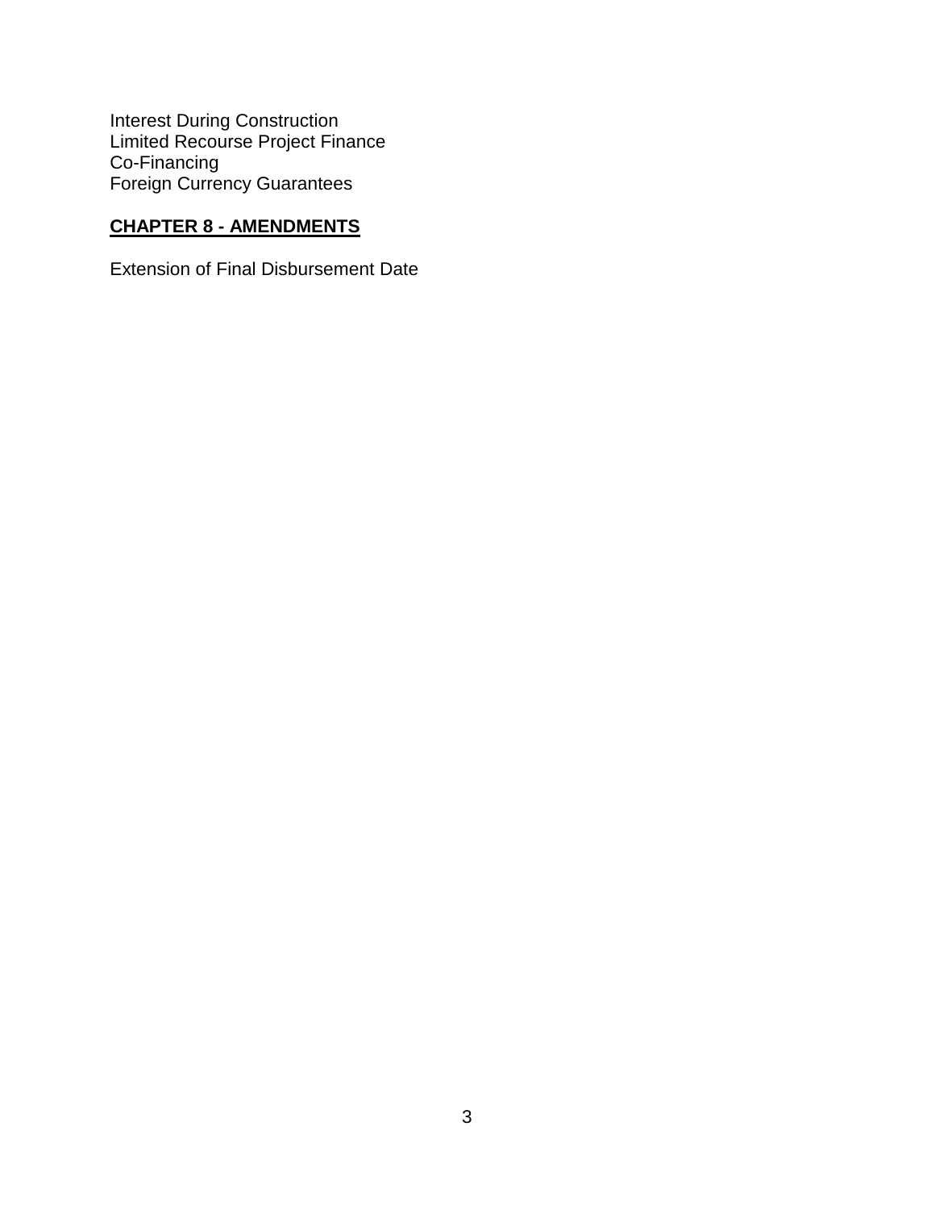Interest During Construction
Limited Recourse Project Finance
Co-Financing
Foreign Currency Guarantees

## **CHAPTER 8 - AMENDMENTS**

Extension of Final Disbursement Date